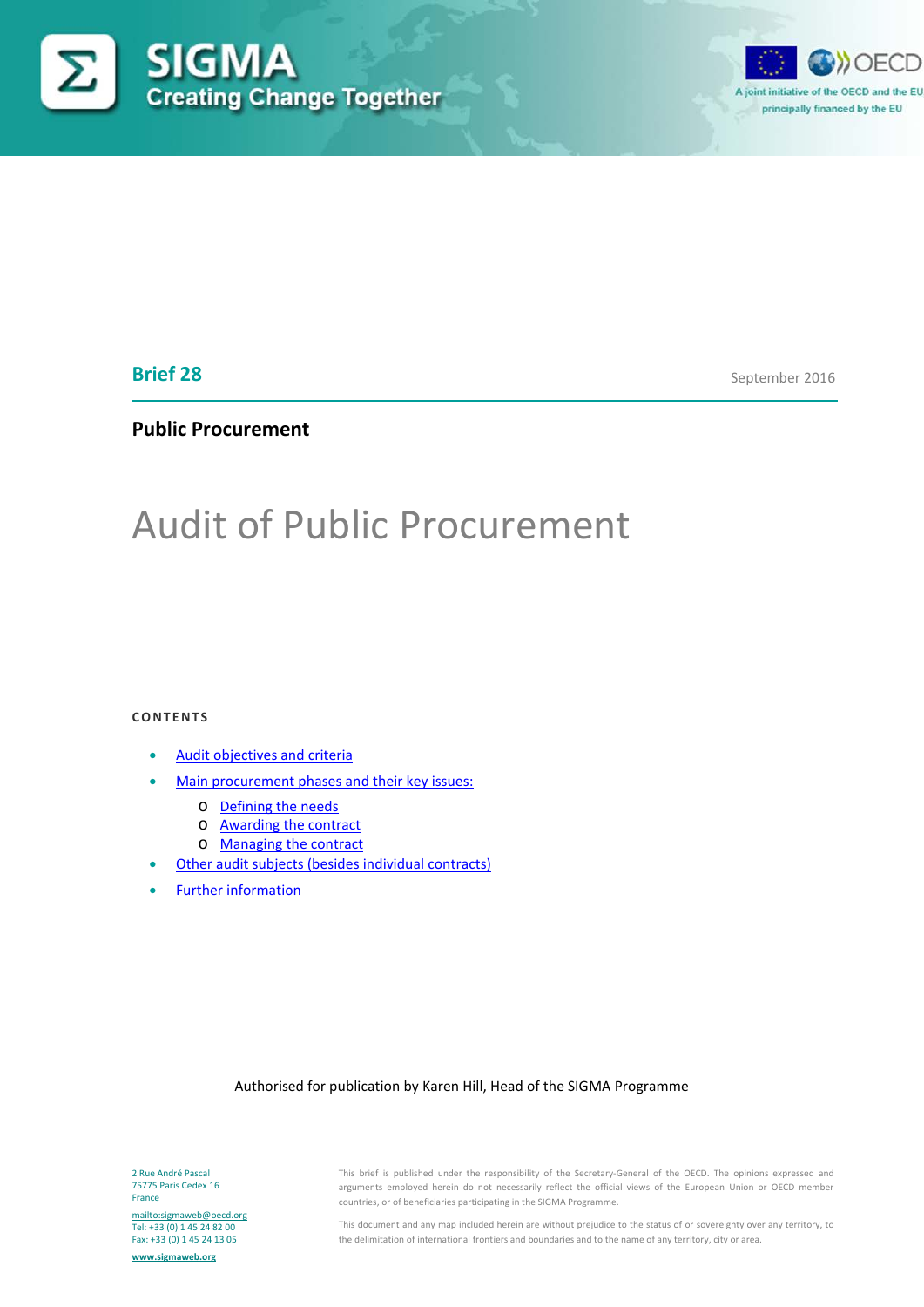SIGMA
Creating Change Together

A joint initiative of the OECD and the EU principally financed by the EU

**Brief 28**

September 2016

**Public Procurement**

# Audit of Public Procurement

**CONTENTS**

- Audit objectives and criteria
- Main procurement phases and their key issues:
  - Defining the needs
  - Awarding the contract
  - Managing the contract
- Other audit subjects (besides individual contracts)
- Further information

Authorised for publication by Karen Hill, Head of the SIGMA Programme

2 Rue André Pascal
75775 Paris Cedex 16
France

mailto:sigmaweb@oecd.org
Tel: +33 (0) 1 45 24 82 00
Fax: +33 (0) 1 45 24 13 05

www.sigmaweb.org

This brief is published under the responsibility of the Secretary-General of the OECD. The opinions expressed and arguments employed herein do not necessarily reflect the official views of the European Union or OECD member countries, or of beneficiaries participating in the SIGMA Programme.

This document and any map included herein are without prejudice to the status of or sovereignty over any territory, to the delimitation of international frontiers and boundaries and to the name of any territory, city or area.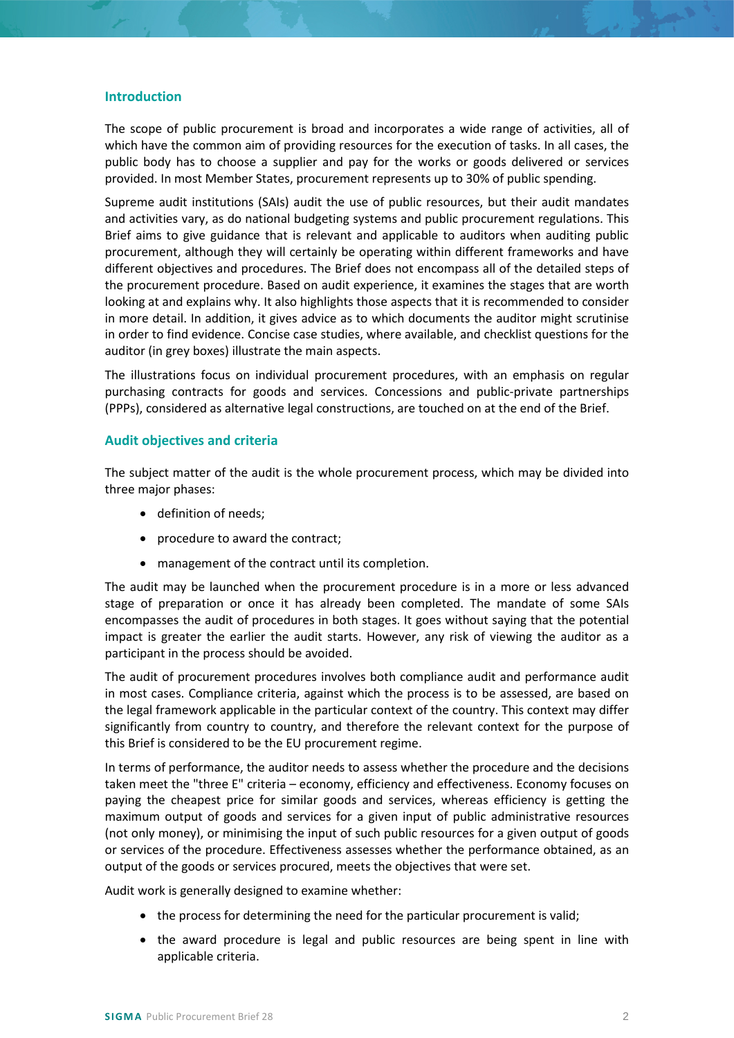## Introduction

The scope of public procurement is broad and incorporates a wide range of activities, all of which have the common aim of providing resources for the execution of tasks. In all cases, the public body has to choose a supplier and pay for the works or goods delivered or services provided. In most Member States, procurement represents up to 30% of public spending.

Supreme audit institutions (SAIs) audit the use of public resources, but their audit mandates and activities vary, as do national budgeting systems and public procurement regulations. This Brief aims to give guidance that is relevant and applicable to auditors when auditing public procurement, although they will certainly be operating within different frameworks and have different objectives and procedures. The Brief does not encompass all of the detailed steps of the procurement procedure. Based on audit experience, it examines the stages that are worth looking at and explains why. It also highlights those aspects that it is recommended to consider in more detail. In addition, it gives advice as to which documents the auditor might scrutinise in order to find evidence. Concise case studies, where available, and checklist questions for the auditor (in grey boxes) illustrate the main aspects.

The illustrations focus on individual procurement procedures, with an emphasis on regular purchasing contracts for goods and services. Concessions and public-private partnerships (PPPs), considered as alternative legal constructions, are touched on at the end of the Brief.

## Audit objectives and criteria

The subject matter of the audit is the whole procurement process, which may be divided into three major phases:

- definition of needs;
- procedure to award the contract;
- management of the contract until its completion.

The audit may be launched when the procurement procedure is in a more or less advanced stage of preparation or once it has already been completed. The mandate of some SAIs encompasses the audit of procedures in both stages. It goes without saying that the potential impact is greater the earlier the audit starts. However, any risk of viewing the auditor as a participant in the process should be avoided.

The audit of procurement procedures involves both compliance audit and performance audit in most cases. Compliance criteria, against which the process is to be assessed, are based on the legal framework applicable in the particular context of the country. This context may differ significantly from country to country, and therefore the relevant context for the purpose of this Brief is considered to be the EU procurement regime.

In terms of performance, the auditor needs to assess whether the procedure and the decisions taken meet the "three E" criteria – economy, efficiency and effectiveness. Economy focuses on paying the cheapest price for similar goods and services, whereas efficiency is getting the maximum output of goods and services for a given input of public administrative resources (not only money), or minimising the input of such public resources for a given output of goods or services of the procedure. Effectiveness assesses whether the performance obtained, as an output of the goods or services procured, meets the objectives that were set.

Audit work is generally designed to examine whether:

- the process for determining the need for the particular procurement is valid;
- the award procedure is legal and public resources are being spent in line with applicable criteria.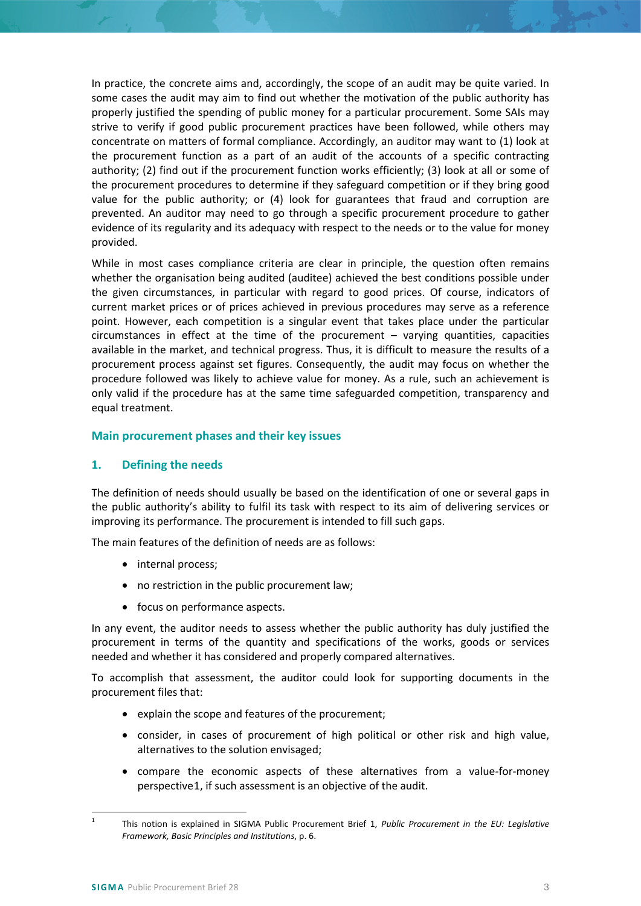In practice, the concrete aims and, accordingly, the scope of an audit may be quite varied. In some cases the audit may aim to find out whether the motivation of the public authority has properly justified the spending of public money for a particular procurement. Some SAIs may strive to verify if good public procurement practices have been followed, while others may concentrate on matters of formal compliance. Accordingly, an auditor may want to (1) look at the procurement function as a part of an audit of the accounts of a specific contracting authority; (2) find out if the procurement function works efficiently; (3) look at all or some of the procurement procedures to determine if they safeguard competition or if they bring good value for the public authority; or (4) look for guarantees that fraud and corruption are prevented. An auditor may need to go through a specific procurement procedure to gather evidence of its regularity and its adequacy with respect to the needs or to the value for money provided.

While in most cases compliance criteria are clear in principle, the question often remains whether the organisation being audited (auditee) achieved the best conditions possible under the given circumstances, in particular with regard to good prices. Of course, indicators of current market prices or of prices achieved in previous procedures may serve as a reference point. However, each competition is a singular event that takes place under the particular circumstances in effect at the time of the procurement – varying quantities, capacities available in the market, and technical progress. Thus, it is difficult to measure the results of a procurement process against set figures. Consequently, the audit may focus on whether the procedure followed was likely to achieve value for money. As a rule, such an achievement is only valid if the procedure has at the same time safeguarded competition, transparency and equal treatment.

## Main procurement phases and their key issues

### 1. Defining the needs

The definition of needs should usually be based on the identification of one or several gaps in the public authority's ability to fulfil its task with respect to its aim of delivering services or improving its performance. The procurement is intended to fill such gaps.

The main features of the definition of needs are as follows:

- internal process;
- no restriction in the public procurement law;
- focus on performance aspects.

In any event, the auditor needs to assess whether the public authority has duly justified the procurement in terms of the quantity and specifications of the works, goods or services needed and whether it has considered and properly compared alternatives.

To accomplish that assessment, the auditor could look for supporting documents in the procurement files that:

- explain the scope and features of the procurement;
- consider, in cases of procurement of high political or other risk and high value, alternatives to the solution envisaged;
- compare the economic aspects of these alternatives from a value-for-money perspective[1], if such assessment is an objective of the audit.

[1] This notion is explained in SIGMA Public Procurement Brief 1, *Public Procurement in the EU: Legislative Framework, Basic Principles and Institutions*, p. 6.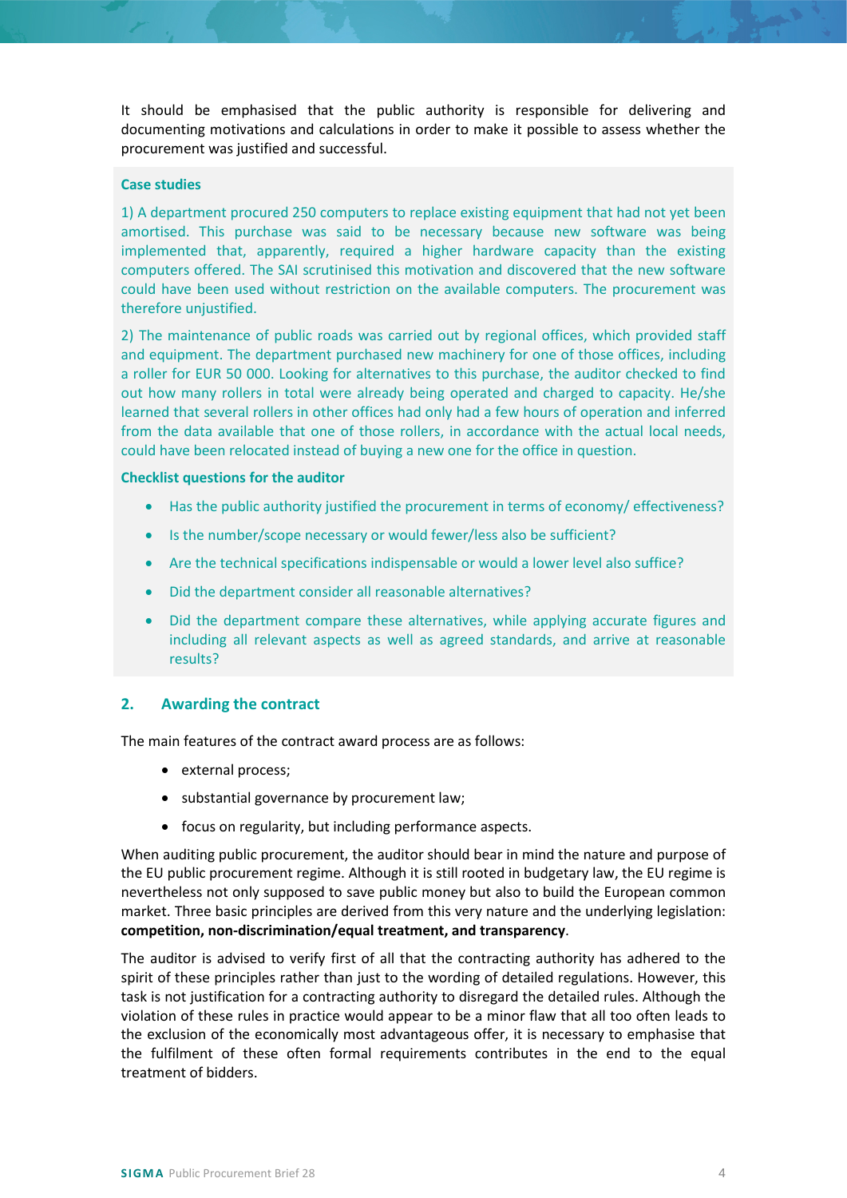It should be emphasised that the public authority is responsible for delivering and documenting motivations and calculations in order to make it possible to assess whether the procurement was justified and successful.

**Case studies**

1) A department procured 250 computers to replace existing equipment that had not yet been amortised. This purchase was said to be necessary because new software was being implemented that, apparently, required a higher hardware capacity than the existing computers offered. The SAI scrutinised this motivation and discovered that the new software could have been used without restriction on the available computers. The procurement was therefore unjustified.

2) The maintenance of public roads was carried out by regional offices, which provided staff and equipment. The department purchased new machinery for one of those offices, including a roller for EUR 50 000. Looking for alternatives to this purchase, the auditor checked to find out how many rollers in total were already being operated and charged to capacity. He/she learned that several rollers in other offices had only had a few hours of operation and inferred from the data available that one of those rollers, in accordance with the actual local needs, could have been relocated instead of buying a new one for the office in question.

**Checklist questions for the auditor**

- Has the public authority justified the procurement in terms of economy/ effectiveness?
- Is the number/scope necessary or would fewer/less also be sufficient?
- Are the technical specifications indispensable or would a lower level also suffice?
- Did the department consider all reasonable alternatives?
- Did the department compare these alternatives, while applying accurate figures and including all relevant aspects as well as agreed standards, and arrive at reasonable results?

## 2. Awarding the contract

The main features of the contract award process are as follows:

- external process;
- substantial governance by procurement law;
- focus on regularity, but including performance aspects.

When auditing public procurement, the auditor should bear in mind the nature and purpose of the EU public procurement regime. Although it is still rooted in budgetary law, the EU regime is nevertheless not only supposed to save public money but also to build the European common market. Three basic principles are derived from this very nature and the underlying legislation: **competition, non-discrimination/equal treatment, and transparency**.

The auditor is advised to verify first of all that the contracting authority has adhered to the spirit of these principles rather than just to the wording of detailed regulations. However, this task is not justification for a contracting authority to disregard the detailed rules. Although the violation of these rules in practice would appear to be a minor flaw that all too often leads to the exclusion of the economically most advantageous offer, it is necessary to emphasise that the fulfilment of these often formal requirements contributes in the end to the equal treatment of bidders.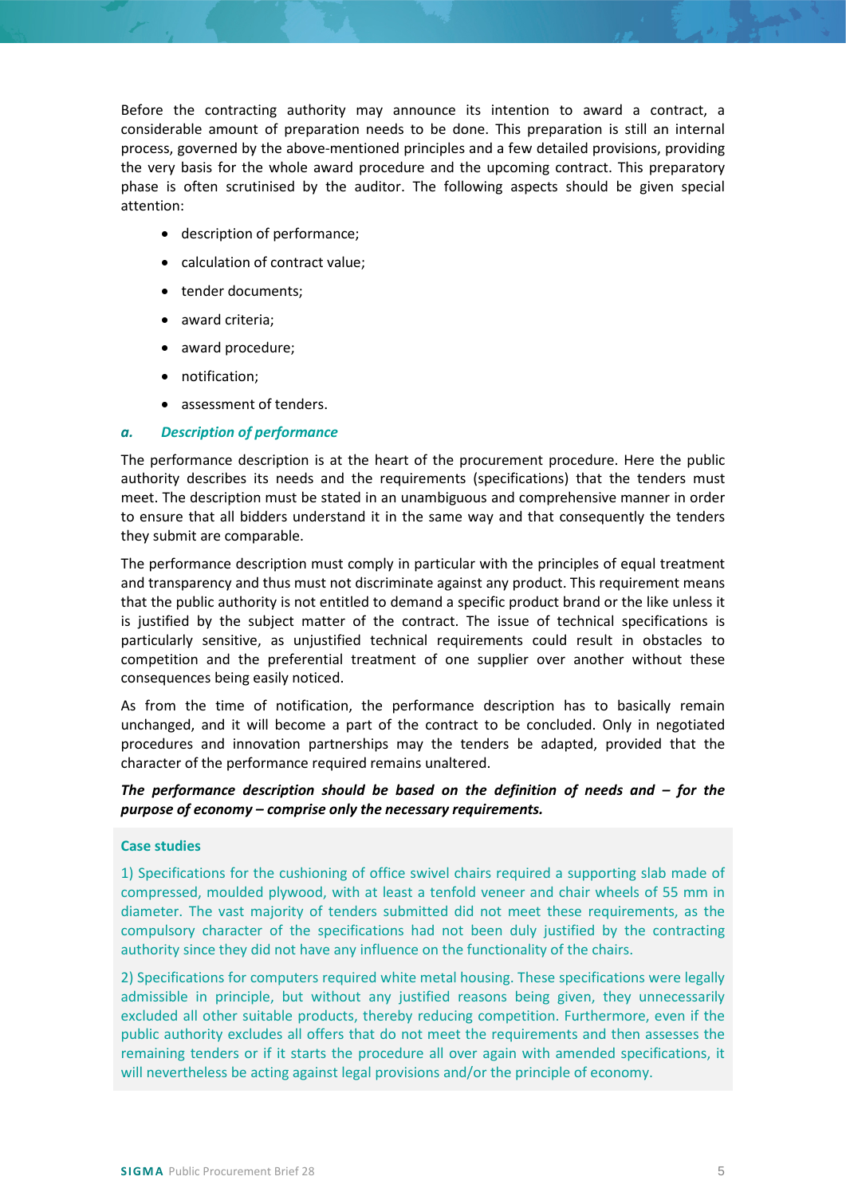Before the contracting authority may announce its intention to award a contract, a considerable amount of preparation needs to be done. This preparation is still an internal process, governed by the above-mentioned principles and a few detailed provisions, providing the very basis for the whole award procedure and the upcoming contract. This preparatory phase is often scrutinised by the auditor. The following aspects should be given special attention:

- description of performance;
- calculation of contract value;
- tender documents;
- award criteria;
- award procedure;
- notification;
- assessment of tenders.

### *a. Description of performance*

The performance description is at the heart of the procurement procedure. Here the public authority describes its needs and the requirements (specifications) that the tenders must meet. The description must be stated in an unambiguous and comprehensive manner in order to ensure that all bidders understand it in the same way and that consequently the tenders they submit are comparable.

The performance description must comply in particular with the principles of equal treatment and transparency and thus must not discriminate against any product. This requirement means that the public authority is not entitled to demand a specific product brand or the like unless it is justified by the subject matter of the contract. The issue of technical specifications is particularly sensitive, as unjustified technical requirements could result in obstacles to competition and the preferential treatment of one supplier over another without these consequences being easily noticed.

As from the time of notification, the performance description has to basically remain unchanged, and it will become a part of the contract to be concluded. Only in negotiated procedures and innovation partnerships may the tenders be adapted, provided that the character of the performance required remains unaltered.

***The performance description should be based on the definition of needs and – for the purpose of economy – comprise only the necessary requirements.***

**Case studies**

1) Specifications for the cushioning of office swivel chairs required a supporting slab made of compressed, moulded plywood, with at least a tenfold veneer and chair wheels of 55 mm in diameter. The vast majority of tenders submitted did not meet these requirements, as the compulsory character of the specifications had not been duly justified by the contracting authority since they did not have any influence on the functionality of the chairs.

2) Specifications for computers required white metal housing. These specifications were legally admissible in principle, but without any justified reasons being given, they unnecessarily excluded all other suitable products, thereby reducing competition. Furthermore, even if the public authority excludes all offers that do not meet the requirements and then assesses the remaining tenders or if it starts the procedure all over again with amended specifications, it will nevertheless be acting against legal provisions and/or the principle of economy.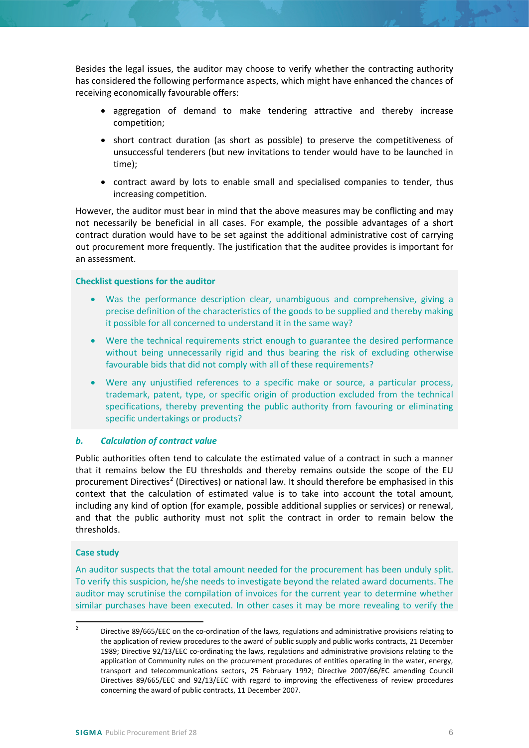Besides the legal issues, the auditor may choose to verify whether the contracting authority has considered the following performance aspects, which might have enhanced the chances of receiving economically favourable offers:

- aggregation of demand to make tendering attractive and thereby increase competition;
- short contract duration (as short as possible) to preserve the competitiveness of unsuccessful tenderers (but new invitations to tender would have to be launched in time);
- contract award by lots to enable small and specialised companies to tender, thus increasing competition.

However, the auditor must bear in mind that the above measures may be conflicting and may not necessarily be beneficial in all cases. For example, the possible advantages of a short contract duration would have to be set against the additional administrative cost of carrying out procurement more frequently. The justification that the auditee provides is important for an assessment.

**Checklist questions for the auditor**

- Was the performance description clear, unambiguous and comprehensive, giving a precise definition of the characteristics of the goods to be supplied and thereby making it possible for all concerned to understand it in the same way?
- Were the technical requirements strict enough to guarantee the desired performance without being unnecessarily rigid and thus bearing the risk of excluding otherwise favourable bids that did not comply with all of these requirements?
- Were any unjustified references to a specific make or source, a particular process, trademark, patent, type, or specific origin of production excluded from the technical specifications, thereby preventing the public authority from favouring or eliminating specific undertakings or products?

### *b. Calculation of contract value*

Public authorities often tend to calculate the estimated value of a contract in such a manner that it remains below the EU thresholds and thereby remains outside the scope of the EU procurement Directives[2] (Directives) or national law. It should therefore be emphasised in this context that the calculation of estimated value is to take into account the total amount, including any kind of option (for example, possible additional supplies or services) or renewal, and that the public authority must not split the contract in order to remain below the thresholds.

**Case study**

An auditor suspects that the total amount needed for the procurement has been unduly split. To verify this suspicion, he/she needs to investigate beyond the related award documents. The auditor may scrutinise the compilation of invoices for the current year to determine whether similar purchases have been executed. In other cases it may be more revealing to verify the

---

[2] Directive 89/665/EEC on the co-ordination of the laws, regulations and administrative provisions relating to the application of review procedures to the award of public supply and public works contracts, 21 December 1989; Directive 92/13/EEC co-ordinating the laws, regulations and administrative provisions relating to the application of Community rules on the procurement procedures of entities operating in the water, energy, transport and telecommunications sectors, 25 February 1992; Directive 2007/66/EC amending Council Directives 89/665/EEC and 92/13/EEC with regard to improving the effectiveness of review procedures concerning the award of public contracts, 11 December 2007.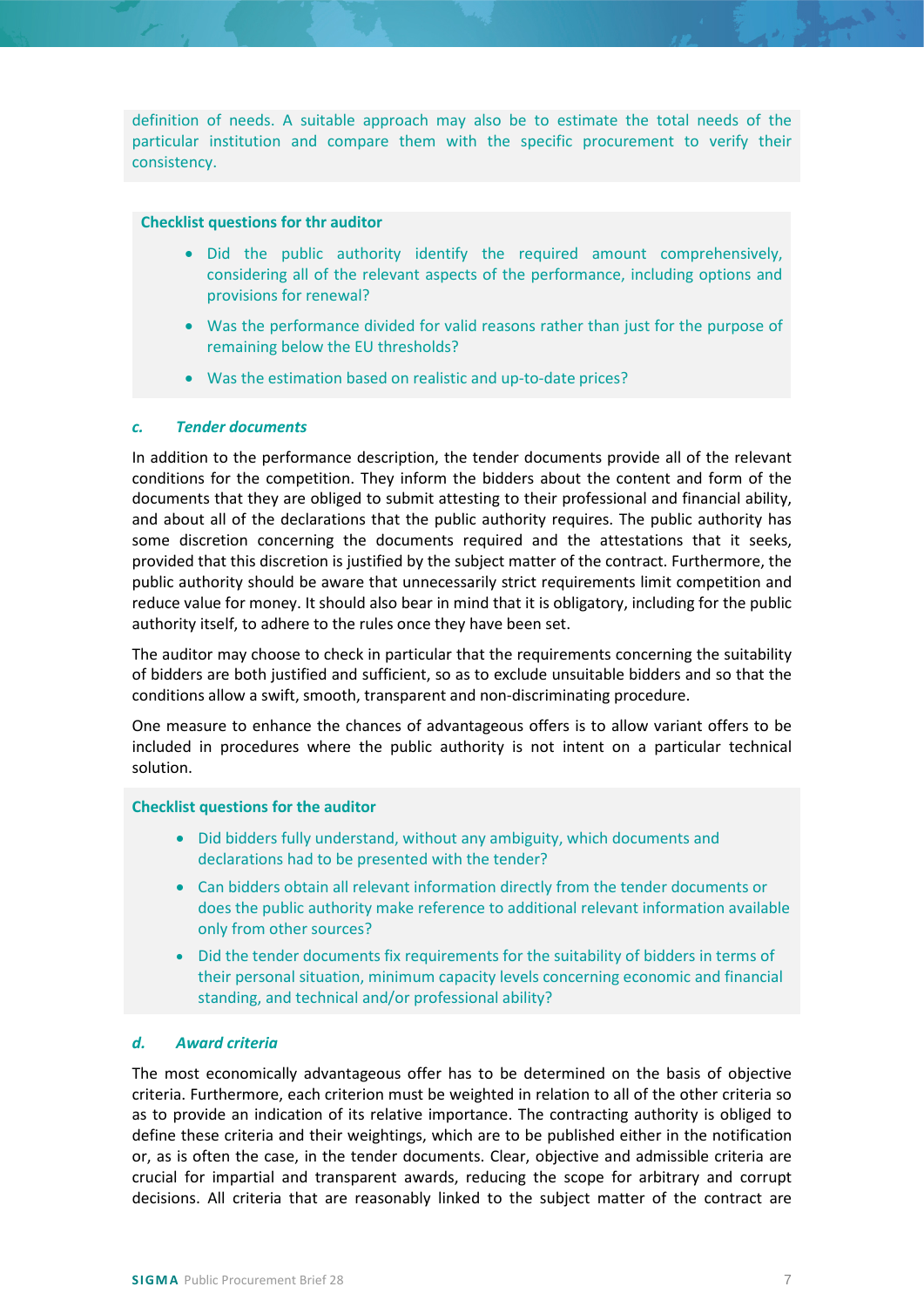definition of needs. A suitable approach may also be to estimate the total needs of the particular institution and compare them with the specific procurement to verify their consistency.

**Checklist questions for thr auditor**

- Did the public authority identify the required amount comprehensively, considering all of the relevant aspects of the performance, including options and provisions for renewal?
- Was the performance divided for valid reasons rather than just for the purpose of remaining below the EU thresholds?
- Was the estimation based on realistic and up-to-date prices?

### c. *Tender documents*

In addition to the performance description, the tender documents provide all of the relevant conditions for the competition. They inform the bidders about the content and form of the documents that they are obliged to submit attesting to their professional and financial ability, and about all of the declarations that the public authority requires. The public authority has some discretion concerning the documents required and the attestations that it seeks, provided that this discretion is justified by the subject matter of the contract. Furthermore, the public authority should be aware that unnecessarily strict requirements limit competition and reduce value for money. It should also bear in mind that it is obligatory, including for the public authority itself, to adhere to the rules once they have been set.

The auditor may choose to check in particular that the requirements concerning the suitability of bidders are both justified and sufficient, so as to exclude unsuitable bidders and so that the conditions allow a swift, smooth, transparent and non-discriminating procedure.

One measure to enhance the chances of advantageous offers is to allow variant offers to be included in procedures where the public authority is not intent on a particular technical solution.

**Checklist questions for the auditor**

- Did bidders fully understand, without any ambiguity, which documents and declarations had to be presented with the tender?
- Can bidders obtain all relevant information directly from the tender documents or does the public authority make reference to additional relevant information available only from other sources?
- Did the tender documents fix requirements for the suitability of bidders in terms of their personal situation, minimum capacity levels concerning economic and financial standing, and technical and/or professional ability?

### d. *Award criteria*

The most economically advantageous offer has to be determined on the basis of objective criteria. Furthermore, each criterion must be weighted in relation to all of the other criteria so as to provide an indication of its relative importance. The contracting authority is obliged to define these criteria and their weightings, which are to be published either in the notification or, as is often the case, in the tender documents. Clear, objective and admissible criteria are crucial for impartial and transparent awards, reducing the scope for arbitrary and corrupt decisions. All criteria that are reasonably linked to the subject matter of the contract are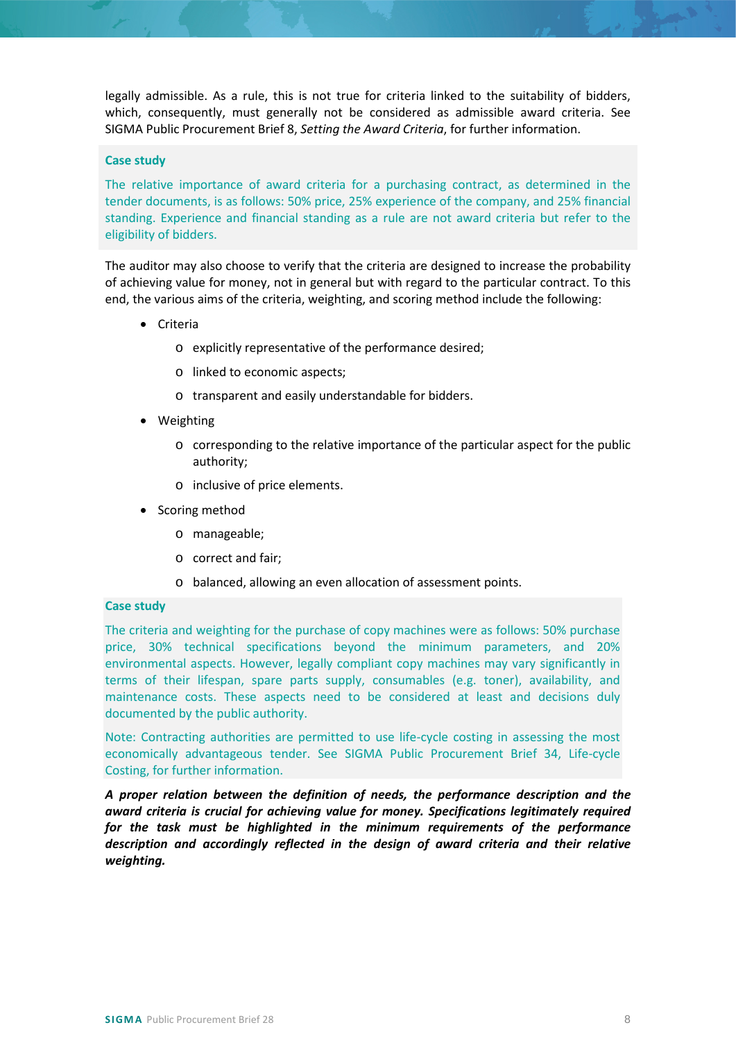legally admissible. As a rule, this is not true for criteria linked to the suitability of bidders, which, consequently, must generally not be considered as admissible award criteria. See SIGMA Public Procurement Brief 8, *Setting the Award Criteria*, for further information.

**Case study**

The relative importance of award criteria for a purchasing contract, as determined in the tender documents, is as follows: 50% price, 25% experience of the company, and 25% financial standing. Experience and financial standing as a rule are not award criteria but refer to the eligibility of bidders.

The auditor may also choose to verify that the criteria are designed to increase the probability of achieving value for money, not in general but with regard to the particular contract. To this end, the various aims of the criteria, weighting, and scoring method include the following:

- Criteria
  - explicitly representative of the performance desired;
  - linked to economic aspects;
  - transparent and easily understandable for bidders.
- Weighting
  - corresponding to the relative importance of the particular aspect for the public authority;
  - inclusive of price elements.
- Scoring method
  - manageable;
  - correct and fair;
  - balanced, allowing an even allocation of assessment points.

**Case study**

The criteria and weighting for the purchase of copy machines were as follows: 50% purchase price, 30% technical specifications beyond the minimum parameters, and 20% environmental aspects. However, legally compliant copy machines may vary significantly in terms of their lifespan, spare parts supply, consumables (e.g. toner), availability, and maintenance costs. These aspects need to be considered at least and decisions duly documented by the public authority.

Note: Contracting authorities are permitted to use life-cycle costing in assessing the most economically advantageous tender. See SIGMA Public Procurement Brief 34, Life-cycle Costing, for further information.

***A proper relation between the definition of needs, the performance description and the award criteria is crucial for achieving value for money. Specifications legitimately required for the task must be highlighted in the minimum requirements of the performance description and accordingly reflected in the design of award criteria and their relative weighting.***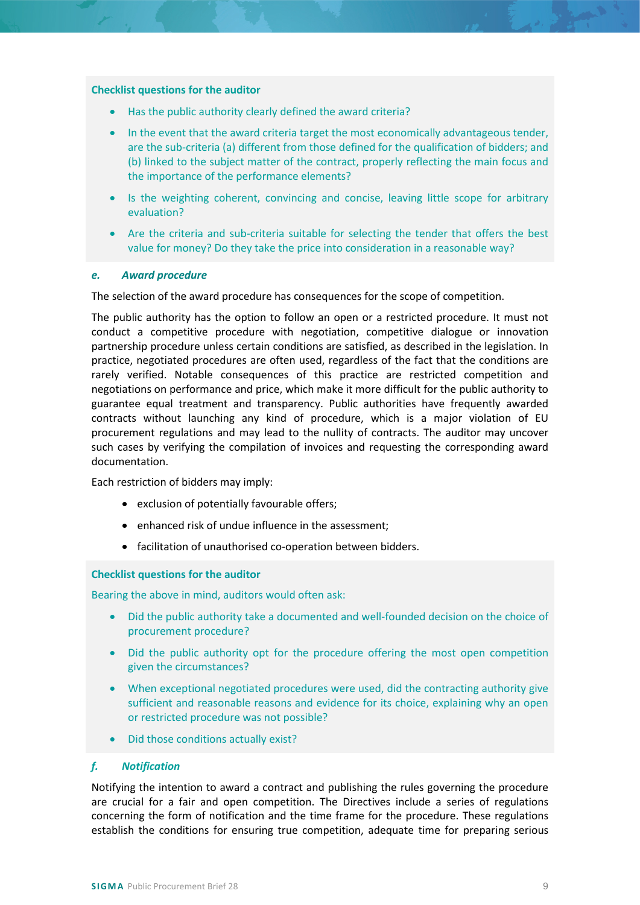**Checklist questions for the auditor**

- Has the public authority clearly defined the award criteria?
- In the event that the award criteria target the most economically advantageous tender, are the sub-criteria (a) different from those defined for the qualification of bidders; and (b) linked to the subject matter of the contract, properly reflecting the main focus and the importance of the performance elements?
- Is the weighting coherent, convincing and concise, leaving little scope for arbitrary evaluation?
- Are the criteria and sub-criteria suitable for selecting the tender that offers the best value for money? Do they take the price into consideration in a reasonable way?

### *e. Award procedure*

The selection of the award procedure has consequences for the scope of competition.

The public authority has the option to follow an open or a restricted procedure. It must not conduct a competitive procedure with negotiation, competitive dialogue or innovation partnership procedure unless certain conditions are satisfied, as described in the legislation. In practice, negotiated procedures are often used, regardless of the fact that the conditions are rarely verified. Notable consequences of this practice are restricted competition and negotiations on performance and price, which make it more difficult for the public authority to guarantee equal treatment and transparency. Public authorities have frequently awarded contracts without launching any kind of procedure, which is a major violation of EU procurement regulations and may lead to the nullity of contracts. The auditor may uncover such cases by verifying the compilation of invoices and requesting the corresponding award documentation.

Each restriction of bidders may imply:

- exclusion of potentially favourable offers;
- enhanced risk of undue influence in the assessment;
- facilitation of unauthorised co-operation between bidders.

**Checklist questions for the auditor**

Bearing the above in mind, auditors would often ask:

- Did the public authority take a documented and well-founded decision on the choice of procurement procedure?
- Did the public authority opt for the procedure offering the most open competition given the circumstances?
- When exceptional negotiated procedures were used, did the contracting authority give sufficient and reasonable reasons and evidence for its choice, explaining why an open or restricted procedure was not possible?
- Did those conditions actually exist?

### *f. Notification*

Notifying the intention to award a contract and publishing the rules governing the procedure are crucial for a fair and open competition. The Directives include a series of regulations concerning the form of notification and the time frame for the procedure. These regulations establish the conditions for ensuring true competition, adequate time for preparing serious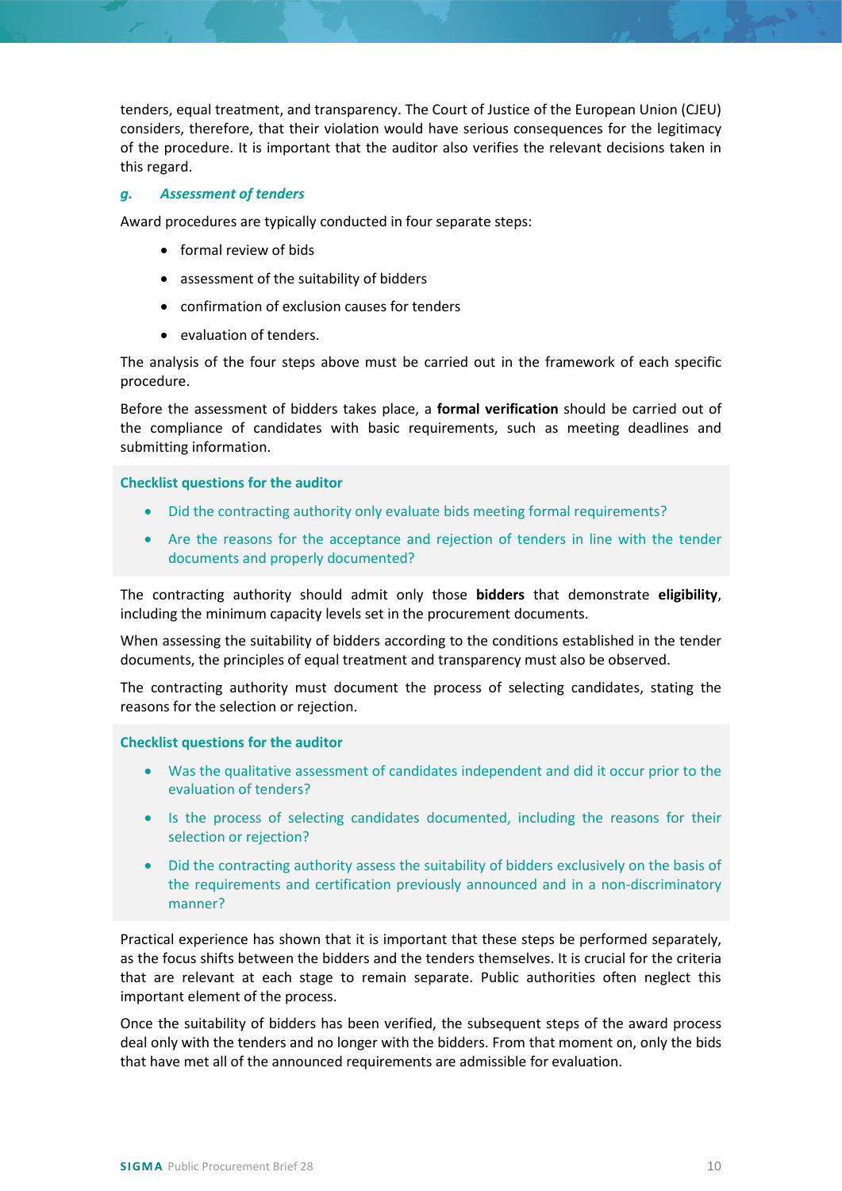tenders, equal treatment, and transparency. The Court of Justice of the European Union (CJEU) considers, therefore, that their violation would have serious consequences for the legitimacy of the procedure. It is important that the auditor also verifies the relevant decisions taken in this regard.

#### *g. Assessment of tenders*

Award procedures are typically conducted in four separate steps:

- formal review of bids
- assessment of the suitability of bidders
- confirmation of exclusion causes for tenders
- evaluation of tenders.

The analysis of the four steps above must be carried out in the framework of each specific procedure.

Before the assessment of bidders takes place, a **formal verification** should be carried out of the compliance of candidates with basic requirements, such as meeting deadlines and submitting information.

**Checklist questions for the auditor**

- Did the contracting authority only evaluate bids meeting formal requirements?
- Are the reasons for the acceptance and rejection of tenders in line with the tender documents and properly documented?

The contracting authority should admit only those **bidders** that demonstrate **eligibility**, including the minimum capacity levels set in the procurement documents.

When assessing the suitability of bidders according to the conditions established in the tender documents, the principles of equal treatment and transparency must also be observed.

The contracting authority must document the process of selecting candidates, stating the reasons for the selection or rejection.

**Checklist questions for the auditor**

- Was the qualitative assessment of candidates independent and did it occur prior to the evaluation of tenders?
- Is the process of selecting candidates documented, including the reasons for their selection or rejection?
- Did the contracting authority assess the suitability of bidders exclusively on the basis of the requirements and certification previously announced and in a non-discriminatory manner?

Practical experience has shown that it is important that these steps be performed separately, as the focus shifts between the bidders and the tenders themselves. It is crucial for the criteria that are relevant at each stage to remain separate. Public authorities often neglect this important element of the process.

Once the suitability of bidders has been verified, the subsequent steps of the award process deal only with the tenders and no longer with the bidders. From that moment on, only the bids that have met all of the announced requirements are admissible for evaluation.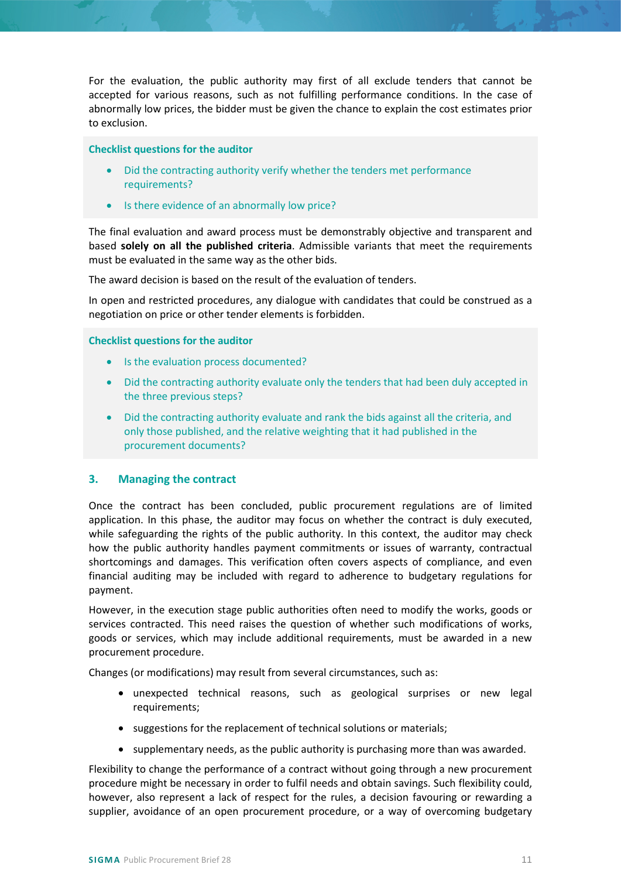For the evaluation, the public authority may first of all exclude tenders that cannot be accepted for various reasons, such as not fulfilling performance conditions. In the case of abnormally low prices, the bidder must be given the chance to explain the cost estimates prior to exclusion.

**Checklist questions for the auditor**

- Did the contracting authority verify whether the tenders met performance requirements?
- Is there evidence of an abnormally low price?

The final evaluation and award process must be demonstrably objective and transparent and based **solely on all the published criteria**. Admissible variants that meet the requirements must be evaluated in the same way as the other bids.

The award decision is based on the result of the evaluation of tenders.

In open and restricted procedures, any dialogue with candidates that could be construed as a negotiation on price or other tender elements is forbidden.

**Checklist questions for the auditor**

- Is the evaluation process documented?
- Did the contracting authority evaluate only the tenders that had been duly accepted in the three previous steps?
- Did the contracting authority evaluate and rank the bids against all the criteria, and only those published, and the relative weighting that it had published in the procurement documents?

## 3. Managing the contract

Once the contract has been concluded, public procurement regulations are of limited application. In this phase, the auditor may focus on whether the contract is duly executed, while safeguarding the rights of the public authority. In this context, the auditor may check how the public authority handles payment commitments or issues of warranty, contractual shortcomings and damages. This verification often covers aspects of compliance, and even financial auditing may be included with regard to adherence to budgetary regulations for payment.

However, in the execution stage public authorities often need to modify the works, goods or services contracted. This need raises the question of whether such modifications of works, goods or services, which may include additional requirements, must be awarded in a new procurement procedure.

Changes (or modifications) may result from several circumstances, such as:

- unexpected technical reasons, such as geological surprises or new legal requirements;
- suggestions for the replacement of technical solutions or materials;
- supplementary needs, as the public authority is purchasing more than was awarded.

Flexibility to change the performance of a contract without going through a new procurement procedure might be necessary in order to fulfil needs and obtain savings. Such flexibility could, however, also represent a lack of respect for the rules, a decision favouring or rewarding a supplier, avoidance of an open procurement procedure, or a way of overcoming budgetary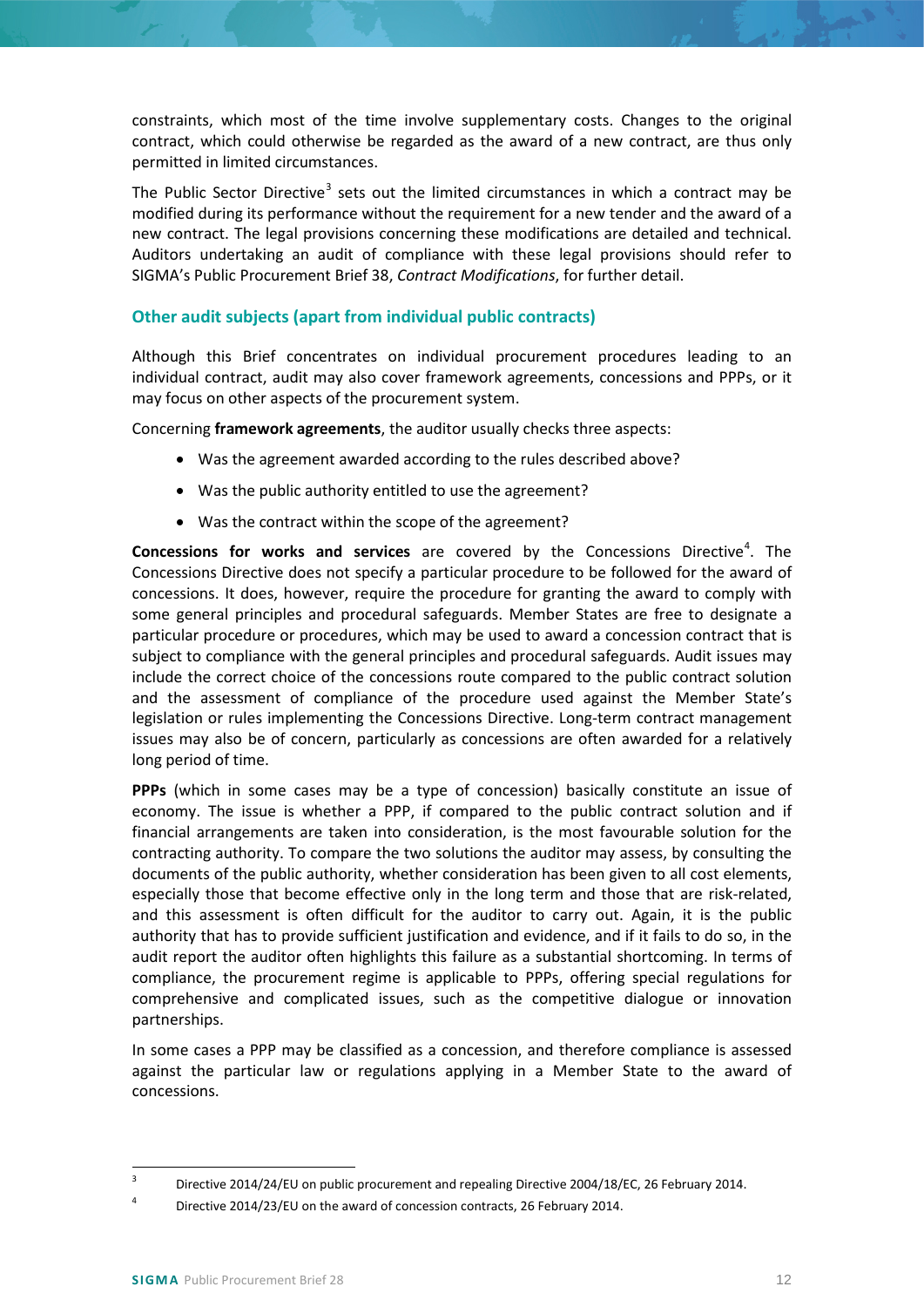constraints, which most of the time involve supplementary costs. Changes to the original contract, which could otherwise be regarded as the award of a new contract, are thus only permitted in limited circumstances.

The Public Sector Directive[3] sets out the limited circumstances in which a contract may be modified during its performance without the requirement for a new tender and the award of a new contract. The legal provisions concerning these modifications are detailed and technical. Auditors undertaking an audit of compliance with these legal provisions should refer to SIGMA's Public Procurement Brief 38, *Contract Modifications*, for further detail.

### Other audit subjects (apart from individual public contracts)

Although this Brief concentrates on individual procurement procedures leading to an individual contract, audit may also cover framework agreements, concessions and PPPs, or it may focus on other aspects of the procurement system.

Concerning **framework agreements**, the auditor usually checks three aspects:

- Was the agreement awarded according to the rules described above?
- Was the public authority entitled to use the agreement?
- Was the contract within the scope of the agreement?

**Concessions for works and services** are covered by the Concessions Directive[4]. The Concessions Directive does not specify a particular procedure to be followed for the award of concessions. It does, however, require the procedure for granting the award to comply with some general principles and procedural safeguards. Member States are free to designate a particular procedure or procedures, which may be used to award a concession contract that is subject to compliance with the general principles and procedural safeguards. Audit issues may include the correct choice of the concessions route compared to the public contract solution and the assessment of compliance of the procedure used against the Member State's legislation or rules implementing the Concessions Directive. Long-term contract management issues may also be of concern, particularly as concessions are often awarded for a relatively long period of time.

**PPPs** (which in some cases may be a type of concession) basically constitute an issue of economy. The issue is whether a PPP, if compared to the public contract solution and if financial arrangements are taken into consideration, is the most favourable solution for the contracting authority. To compare the two solutions the auditor may assess, by consulting the documents of the public authority, whether consideration has been given to all cost elements, especially those that become effective only in the long term and those that are risk-related, and this assessment is often difficult for the auditor to carry out. Again, it is the public authority that has to provide sufficient justification and evidence, and if it fails to do so, in the audit report the auditor often highlights this failure as a substantial shortcoming. In terms of compliance, the procurement regime is applicable to PPPs, offering special regulations for comprehensive and complicated issues, such as the competitive dialogue or innovation partnerships.

In some cases a PPP may be classified as a concession, and therefore compliance is assessed against the particular law or regulations applying in a Member State to the award of concessions.

---

[3] Directive 2014/24/EU on public procurement and repealing Directive 2004/18/EC, 26 February 2014.

[4] Directive 2014/23/EU on the award of concession contracts, 26 February 2014.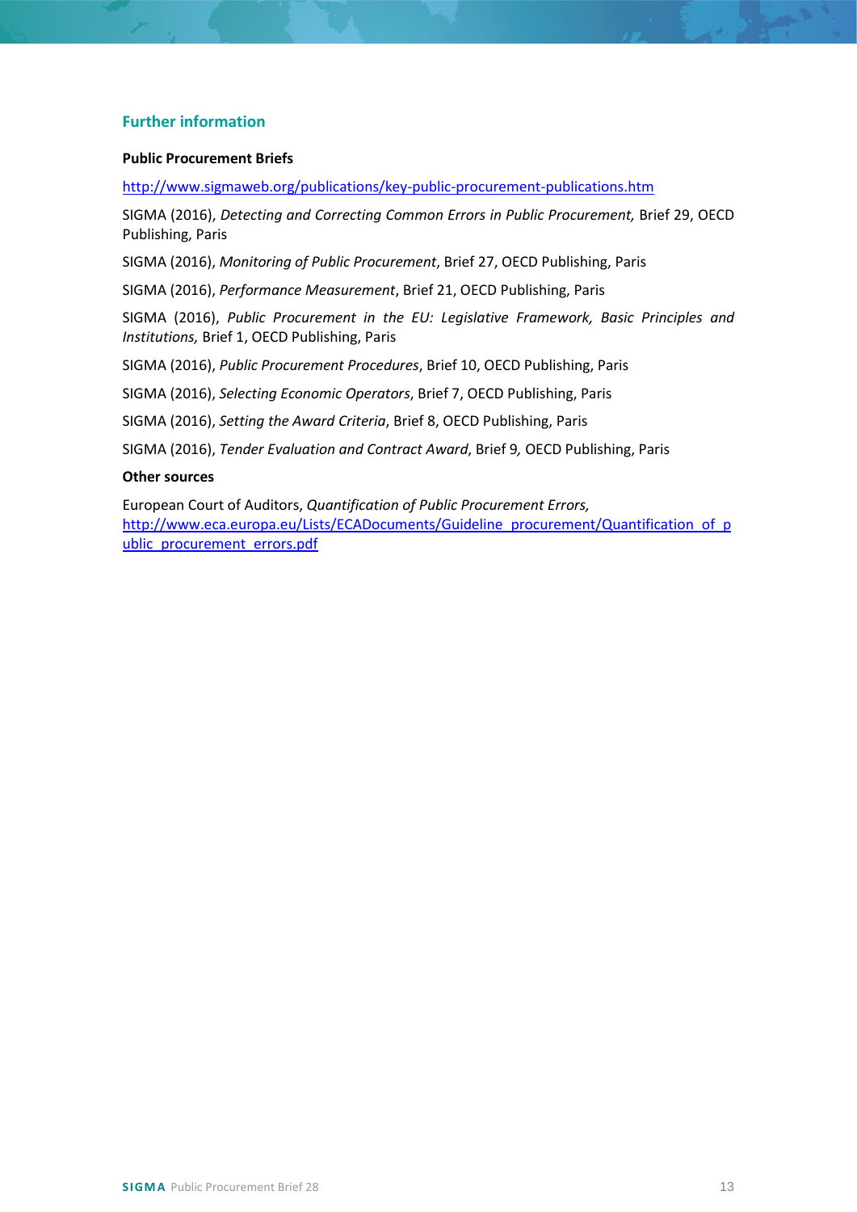## Further information

### Public Procurement Briefs

http://www.sigmaweb.org/publications/key-public-procurement-publications.htm

SIGMA (2016), *Detecting and Correcting Common Errors in Public Procurement,* Brief 29, OECD Publishing, Paris

SIGMA (2016), *Monitoring of Public Procurement*, Brief 27, OECD Publishing, Paris

SIGMA (2016), *Performance Measurement*, Brief 21, OECD Publishing, Paris

SIGMA (2016), *Public Procurement in the EU: Legislative Framework, Basic Principles and Institutions,* Brief 1, OECD Publishing, Paris

SIGMA (2016), *Public Procurement Procedures*, Brief 10, OECD Publishing, Paris

SIGMA (2016), *Selecting Economic Operators*, Brief 7, OECD Publishing, Paris

SIGMA (2016), *Setting the Award Criteria*, Brief 8, OECD Publishing, Paris

SIGMA (2016), *Tender Evaluation and Contract Award*, Brief 9, OECD Publishing, Paris

### Other sources

European Court of Auditors, *Quantification of Public Procurement Errors,* http://www.eca.europa.eu/Lists/ECADocuments/Guideline_procurement/Quantification_of_public_procurement_errors.pdf